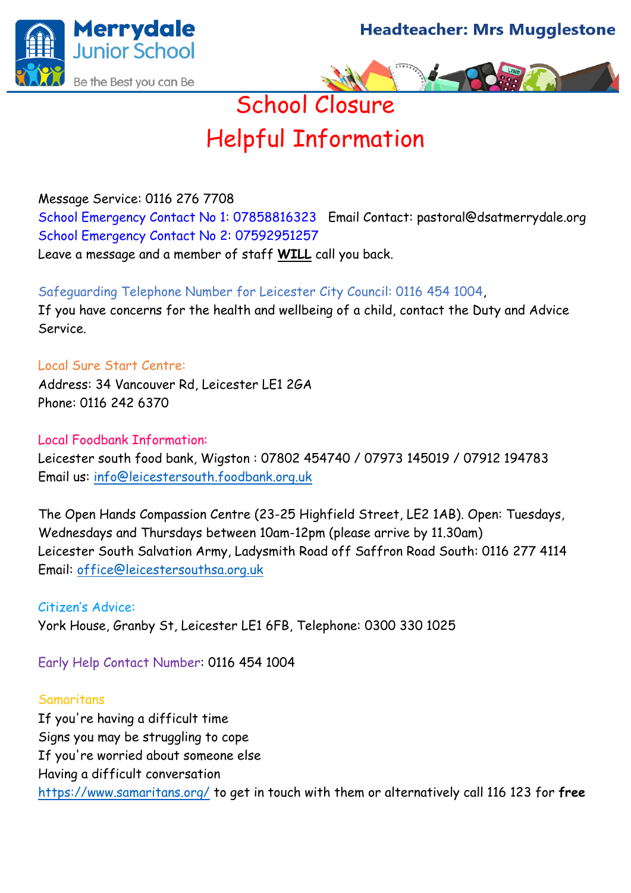Merrydale Junior School

Be the Best you can Be

Headteacher: Mrs Mugglestone

# School Closure
# Helpful Information

Message Service: 0116 276 7708
School Emergency Contact No 1: 07858816323 Email Contact: pastoral@dsatmerrydale.org
School Emergency Contact No 2: 07592951257
Leave a message and a member of staff **WILL** call you back.

Safeguarding Telephone Number for Leicester City Council: 0116 454 1004,
If you have concerns for the health and wellbeing of a child, contact the Duty and Advice Service.

Local Sure Start Centre:
Address: 34 Vancouver Rd, Leicester LE1 2GA
Phone: 0116 242 6370

Local Foodbank Information:
Leicester south food bank, Wigston : 07802 454740 / 07973 145019 / 07912 194783
Email us: info@leicestersouth.foodbank.org.uk

The Open Hands Compassion Centre (23-25 Highfield Street, LE2 1AB). Open: Tuesdays, Wednesdays and Thursdays between 10am-12pm (please arrive by 11.30am)
Leicester South Salvation Army, Ladysmith Road off Saffron Road South: 0116 277 4114
Email: office@leicestersouthsa.org.uk

Citizen's Advice:
York House, Granby St, Leicester LE1 6FB, Telephone: 0300 330 1025

Early Help Contact Number: 0116 454 1004

Samaritans
If you're having a difficult time
Signs you may be struggling to cope
If you're worried about someone else
Having a difficult conversation
https://www.samaritans.org/ to get in touch with them or alternatively call 116 123 for **free**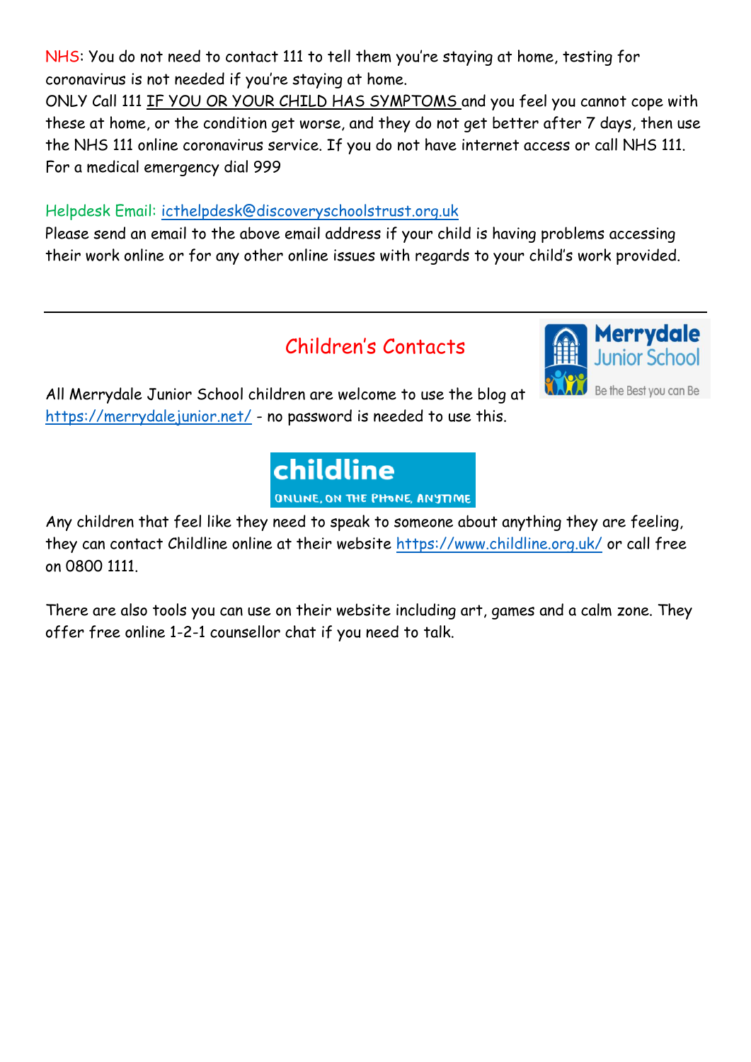NHS: You do not need to contact 111 to tell them you're staying at home, testing for coronavirus is not needed if you're staying at home.
ONLY Call 111 IF YOU OR YOUR CHILD HAS SYMPTOMS and you feel you cannot cope with these at home, or the condition get worse, and they do not get better after 7 days, then use the NHS 111 online coronavirus service. If you do not have internet access or call NHS 111. For a medical emergency dial 999

Helpdesk Email: icthelpdesk@discoveryschoolstrust.org.uk
Please send an email to the above email address if your child is having problems accessing their work online or for any other online issues with regards to your child's work provided.

---

## Children's Contacts

Merrydale Junior School
Be the Best you can Be

All Merrydale Junior School children are welcome to use the blog at https://merrydalejunior.net/ - no password is needed to use this.

childline
ONLINE, ON THE PHONE, ANYTIME

Any children that feel like they need to speak to someone about anything they are feeling, they can contact Childline online at their website https://www.childline.org.uk/ or call free on 0800 1111.

There are also tools you can use on their website including art, games and a calm zone. They offer free online 1-2-1 counsellor chat if you need to talk.